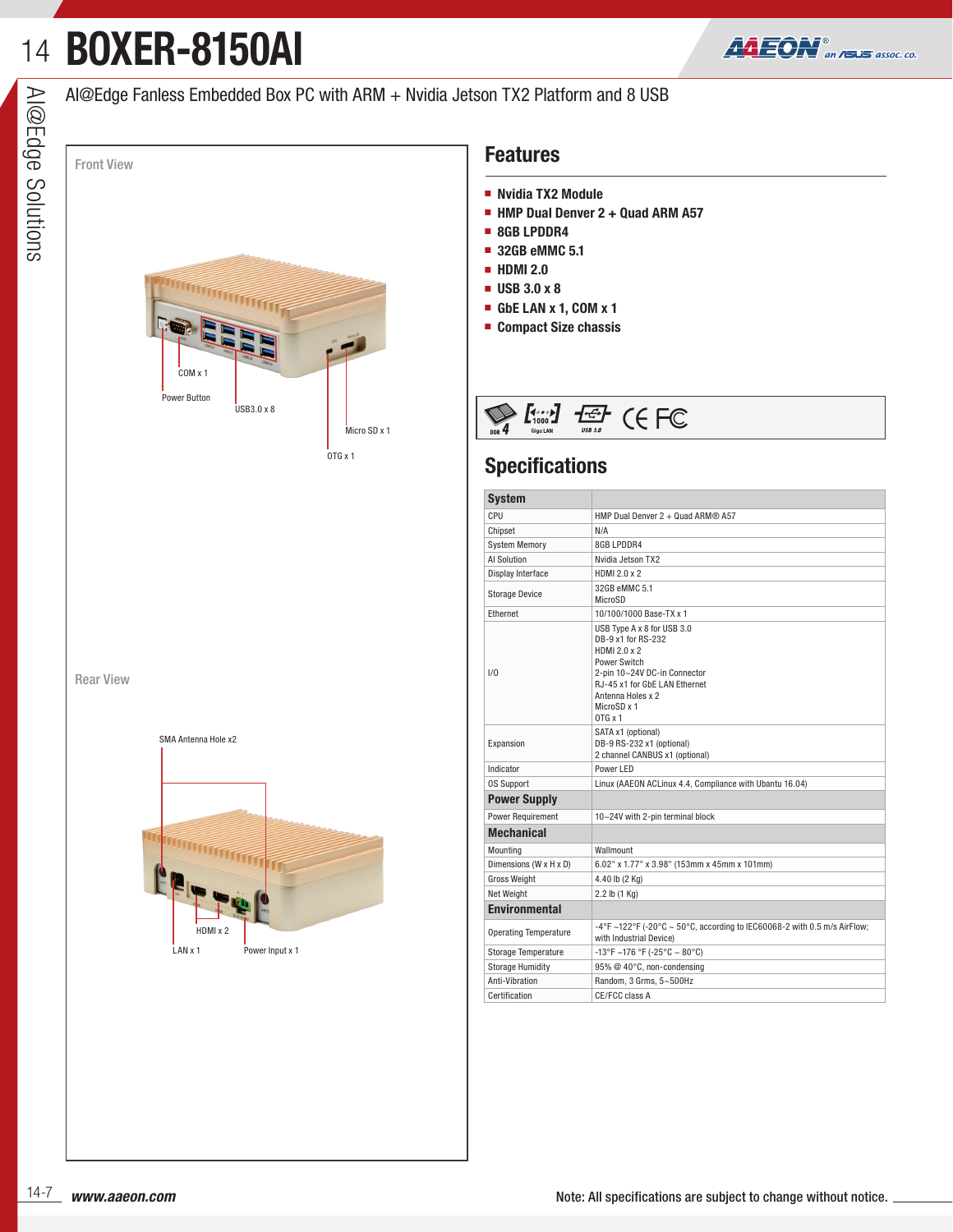# BOXER-8150AI

AI@Edge Fanless Embedded Box PC with ARM + Nvidia Jetson TX2 Platform and 8 USB

## Front View

COM x 1

Power Button

USB3.0 x 8

Micro SD x 1

OTG x 1

## Rear View

SMA Antenna Hole x2

HDMI x 2

LAN x 1

Power Input x 1

## Features

- **Nvidia TX2 Module**
- **HMP Dual Denver 2 + Quad ARM A57**
- **8GB LPDDR4**
- **32GB eMMC 5.1**
- **HDMI 2.0**
- **USB 3.0 x 8**
- **GbE LAN x 1, COM x 1**
- **Compact Size chassis**

DDR 4 | Giga LAN | USB 3.0 | CE FC

## Specifications

| **System** | |
|---|---|
| CPU | HMP Dual Denver 2 + Quad ARM® A57 |
| Chipset | N/A |
| System Memory | 8GB LPDDR4 |
| AI Solution | Nvidia Jetson TX2 |
| Display Interface | HDMI 2.0 x 2 |
| Storage Device | 32GB eMMC 5.1<br>MicroSD |
| Ethernet | 10/100/1000 Base-TX x 1 |
| I/O | USB Type A x 8 for USB 3.0<br>DB-9 x1 for RS-232<br>HDMI 2.0 x 2<br>Power Switch<br>2-pin 10~24V DC-in Connector<br>RJ-45 x1 for GbE LAN Ethernet<br>Antenna Holes x 2<br>MicroSD x 1<br>OTG x 1 |
| Expansion | SATA x1 (optional)<br>DB-9 RS-232 x1 (optional)<br>2 channel CANBUS x1 (optional) |
| Indicator | Power LED |
| OS Support | Linux (AAEON ACLinux 4.4, Compliance with Ubantu 16.04) |
| **Power Supply** | |
| Power Requirement | 10~24V with 2-pin terminal block |
| **Mechanical** | |
| Mounting | Wallmount |
| Dimensions (W x H x D) | 6.02" x 1.77" x 3.98" (153mm x 45mm x 101mm) |
| Gross Weight | 4.40 lb (2 Kg) |
| Net Weight | 2.2 lb (1 Kg) |
| **Environmental** | |
| Operating Temperature | -4°F ~122°F (-20°C ~ 50°C, according to IEC60068-2 with 0.5 m/s AirFlow; with Industrial Device) |
| Storage Temperature | -13°F ~176 °F (-25°C ~ 80°C) |
| Storage Humidity | 95% @ 40°C, non-condensing |
| Anti-Vibration | Random, 3 Grms, 5~500Hz |
| Certification | CE/FCC class A |

www.aaeon.com

Note: All specifications are subject to change without notice.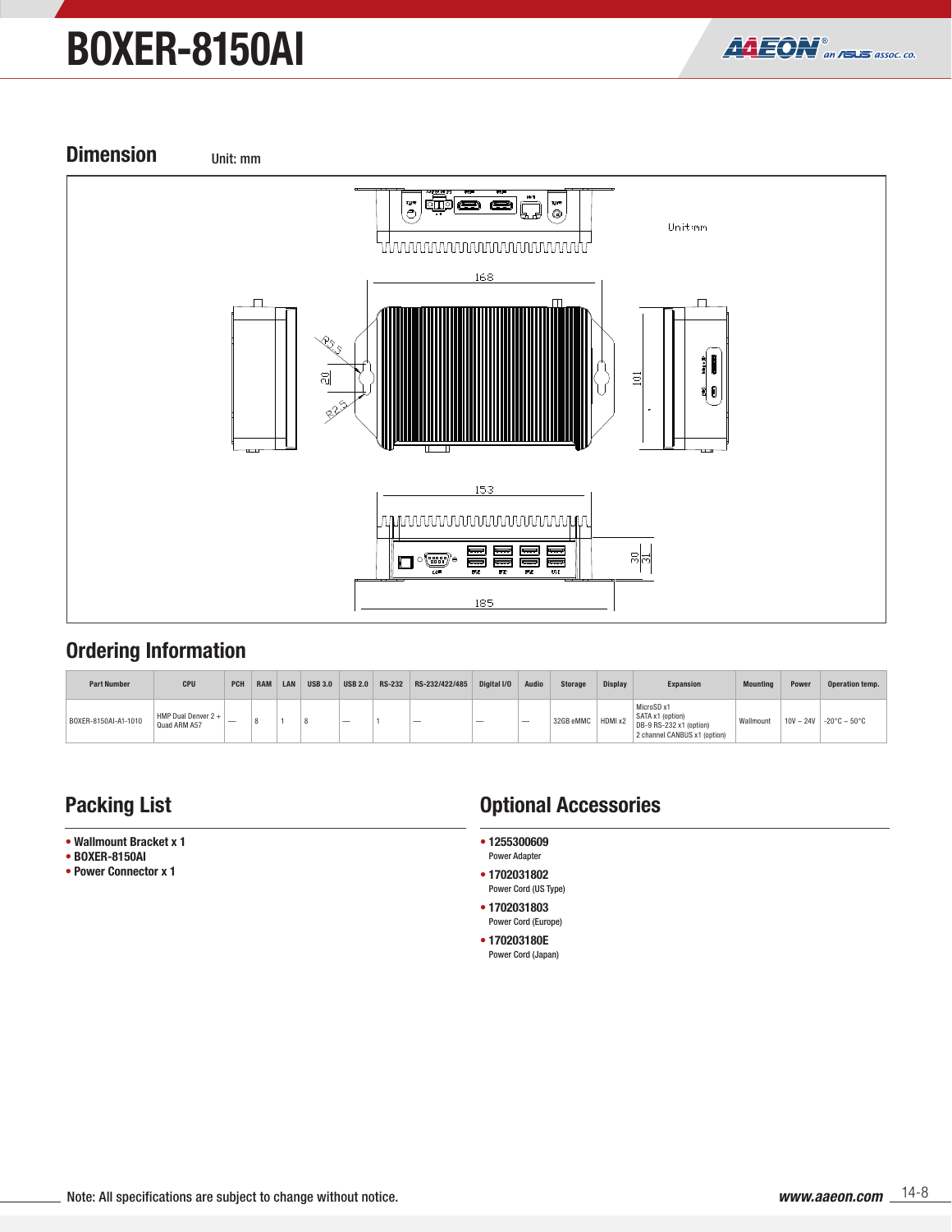# BOXER-8150AI

## Dimension

Unit: mm

Unit:mm

168

R5.5

20

R2.5

101

153

30

31

185

## Ordering Information

| Part Number | CPU | PCH | RAM | LAN | USB 3.0 | USB 2.0 | RS-232 | RS-232/422/485 | Digital I/O | Audio | Storage | Display | Expansion | Mounting | Power | Operation temp. |
|---|---|---|---|---|---|---|---|---|---|---|---|---|---|---|---|---|
| BOXER-8150AI-A1-1010 | HMP Dual Denver 2 + Quad ARM A57 | — | 8 | 1 | 8 | — | 1 | — | — | — | 32GB eMMC | HDMI x2 | MicroSD x1<br>SATA x1 (option)<br>DB-9 RS-232 x1 (option)<br>2 channel CANBUS x1 (option) | Wallmount | 10V ~ 24V | -20°C ~ 50°C |

## Packing List

- **Wallmount Bracket x 1**
- **BOXER-8150AI**
- **Power Connector x 1**

## Optional Accessories

- **1255300609**
  Power Adapter
- **1702031802**
  Power Cord (US Type)
- **1702031803**
  Power Cord (Europe)
- **170203180E**
  Power Cord (Japan)

Note: All specifications are subject to change without notice.